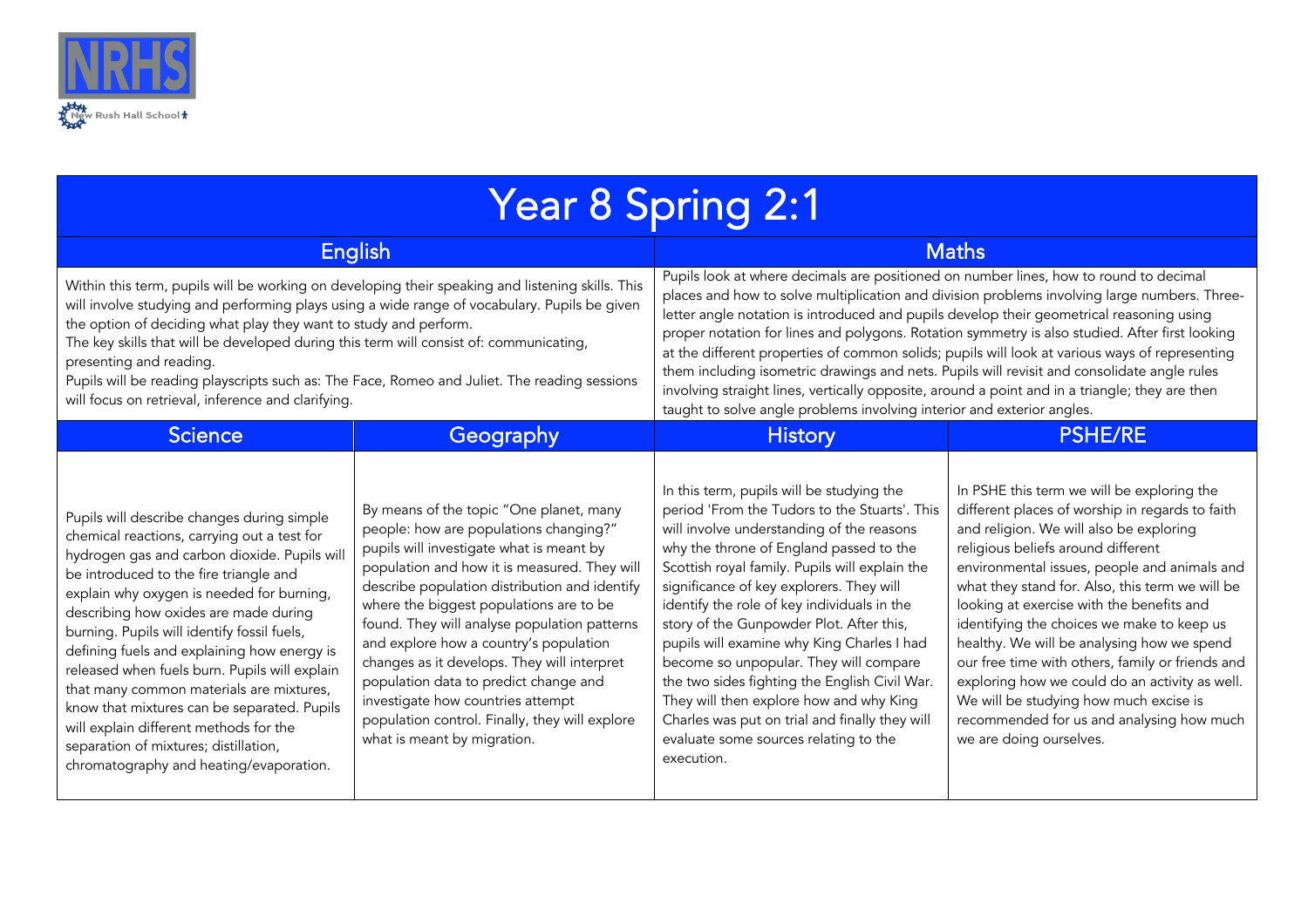NRHS

New Rush Hall School

# Year 8 Spring 2:1

## English

Within this term, pupils will be working on developing their speaking and listening skills. This will involve studying and performing plays using a wide range of vocabulary. Pupils be given the option of deciding what play they want to study and perform.
The key skills that will be developed during this term will consist of: communicating, presenting and reading.
Pupils will be reading playscripts such as: The Face, Romeo and Juliet. The reading sessions will focus on retrieval, inference and clarifying.

## Maths

Pupils look at where decimals are positioned on number lines, how to round to decimal places and how to solve multiplication and division problems involving large numbers. Three-letter angle notation is introduced and pupils develop their geometrical reasoning using proper notation for lines and polygons. Rotation symmetry is also studied. After first looking at the different properties of common solids; pupils will look at various ways of representing them including isometric drawings and nets. Pupils will revisit and consolidate angle rules involving straight lines, vertically opposite, around a point and in a triangle; they are then taught to solve angle problems involving interior and exterior angles.

## Science

Pupils will describe changes during simple chemical reactions, carrying out a test for hydrogen gas and carbon dioxide. Pupils will be introduced to the fire triangle and explain why oxygen is needed for burning, describing how oxides are made during burning. Pupils will identify fossil fuels, defining fuels and explaining how energy is released when fuels burn. Pupils will explain that many common materials are mixtures, know that mixtures can be separated. Pupils will explain different methods for the separation of mixtures; distillation, chromatography and heating/evaporation.

## Geography

By means of the topic "One planet, many people: how are populations changing?" pupils will investigate what is meant by population and how it is measured. They will describe population distribution and identify where the biggest populations are to be found. They will analyse population patterns and explore how a country's population changes as it develops. They will interpret population data to predict change and investigate how countries attempt population control. Finally, they will explore what is meant by migration.

## History

In this term, pupils will be studying the period 'From the Tudors to the Stuarts'. This will involve understanding of the reasons why the throne of England passed to the Scottish royal family. Pupils will explain the significance of key explorers. They will identify the role of key individuals in the story of the Gunpowder Plot. After this, pupils will examine why King Charles I had become so unpopular. They will compare the two sides fighting the English Civil War. They will then explore how and why King Charles was put on trial and finally they will evaluate some sources relating to the execution.

## PSHE/RE

In PSHE this term we will be exploring the different places of worship in regards to faith and religion. We will also be exploring religious beliefs around different environmental issues, people and animals and what they stand for. Also, this term we will be looking at exercise with the benefits and identifying the choices we make to keep us healthy. We will be analysing how we spend our free time with others, family or friends and exploring how we could do an activity as well. We will be studying how much excise is recommended for us and analysing how much we are doing ourselves.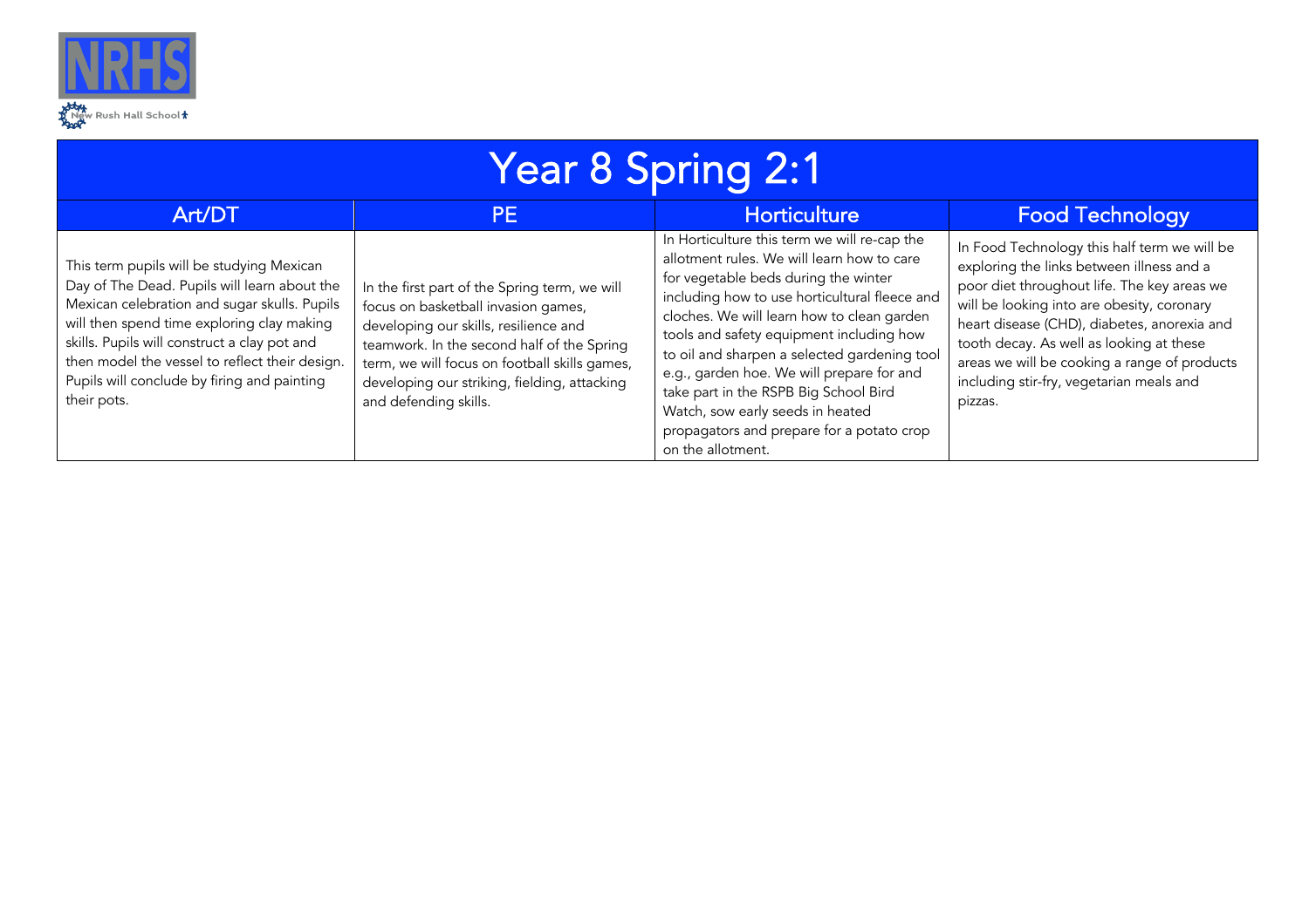NRHS

New Rush Hall School

# Year 8 Spring 2:1

| Art/DT | PE | Horticulture | Food Technology |
| --- | --- | --- | --- |
| This term pupils will be studying Mexican Day of The Dead. Pupils will learn about the Mexican celebration and sugar skulls. Pupils will then spend time exploring clay making skills. Pupils will construct a clay pot and then model the vessel to reflect their design. Pupils will conclude by firing and painting their pots. | In the first part of the Spring term, we will focus on basketball invasion games, developing our skills, resilience and teamwork. In the second half of the Spring term, we will focus on football skills games, developing our striking, fielding, attacking and defending skills. | In Horticulture this term we will re-cap the allotment rules. We will learn how to care for vegetable beds during the winter including how to use horticultural fleece and cloches. We will learn how to clean garden tools and safety equipment including how to oil and sharpen a selected gardening tool e.g., garden hoe. We will prepare for and take part in the RSPB Big School Bird Watch, sow early seeds in heated propagators and prepare for a potato crop on the allotment. | In Food Technology this half term we will be exploring the links between illness and a poor diet throughout life. The key areas we will be looking into are obesity, coronary heart disease (CHD), diabetes, anorexia and tooth decay. As well as looking at these areas we will be cooking a range of products including stir-fry, vegetarian meals and pizzas. |